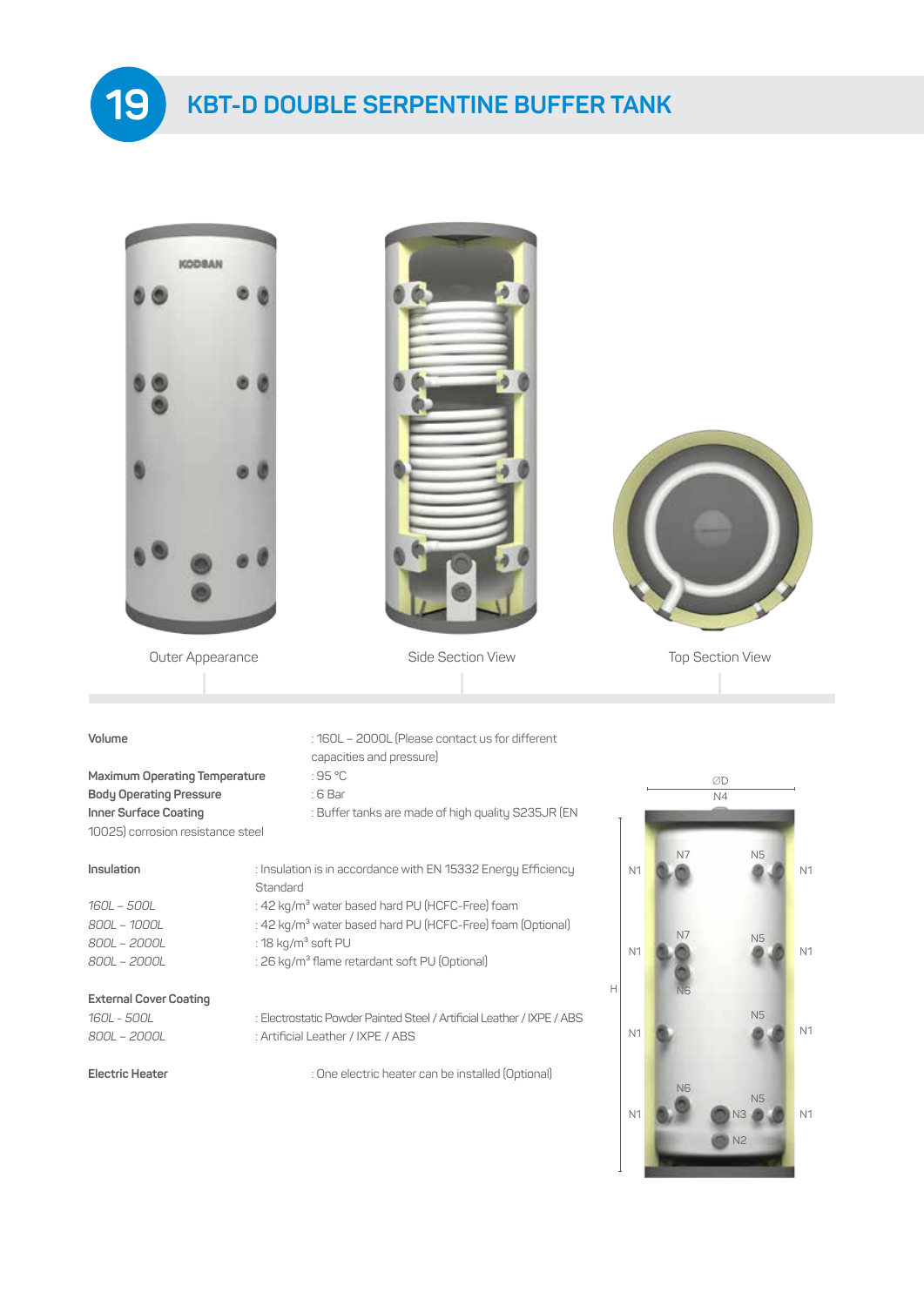# 19 KBT-D DOUBLE SERPENTINE BUFFER TANK

Outer Appearance

Side Section View

Top Section View

**Volume** : 160L – 2000L (Please contact us for different capacities and pressure)

**Maximum Operating Temperature** : 95 °C

**Body Operating Pressure** : 6 Bar

**Inner Surface Coating** : Buffer tanks are made of high quality S235JR (EN 10025) corrosion resistance steel

**Insulation** : Insulation is in accordance with EN 15332 Energy Efficiency Standard

*160L – 500L* : 42 kg/m³ water based hard PU (HCFC-Free) foam

*800L – 1000L* : 42 kg/m³ water based hard PU (HCFC-Free) foam (Optional)

*800L – 2000L* : 18 kg/m³ soft PU

*800L – 2000L* : 26 kg/m³ flame retardant soft PU (Optional)

**External Cover Coating**

*160L - 500L* : Electrostatic Powder Painted Steel / Artificial Leather / IXPE / ABS

*800L – 2000L* : Artificial Leather / IXPE / ABS

**Electric Heater** : One electric heater can be installed (Optional)

ØD, N4, H, N1, N2, N3, N5, N6, N7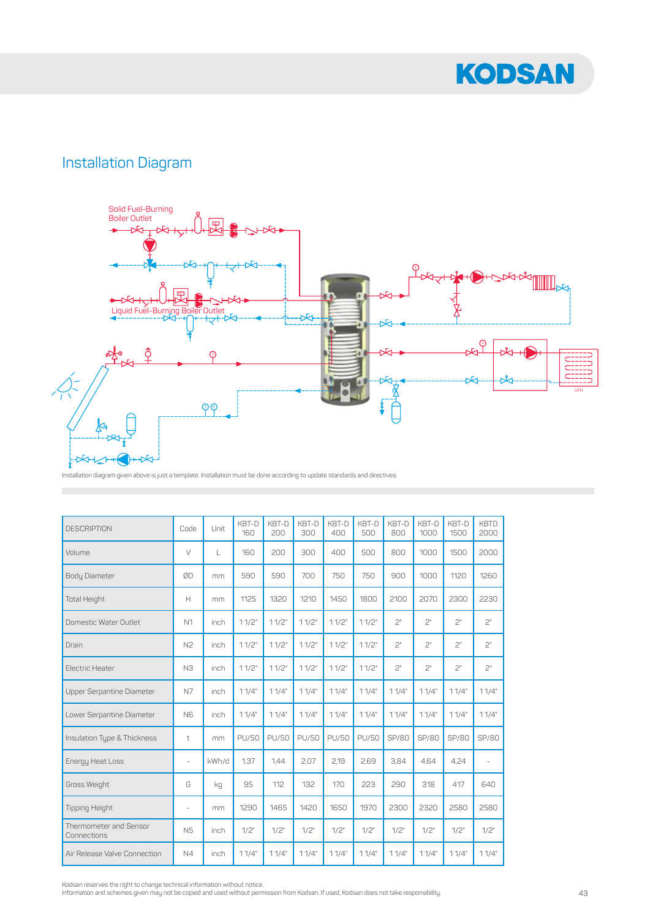## Installation Diagram

Solid Fuel-Burning Boiler Outlet

Liquid Fuel-Burning Boiler Outlet

UFH

Installation diagram given above is just a template. Installation must be done according to update standards and directives.

| DESCRIPTION | Code | Unit | KBT-D 160 | KBT-D 200 | KBT-D 300 | KBT-D 400 | KBT-D 500 | KBT-D 800 | KBT-D 1000 | KBT-D 1500 | KBTD 2000 |
|---|---|---|---|---|---|---|---|---|---|---|---|
| Volume | V | L | 160 | 200 | 300 | 400 | 500 | 800 | 1000 | 1500 | 2000 |
| Body Diameter | ØD | mm | 590 | 590 | 700 | 750 | 750 | 900 | 1000 | 1120 | 1260 |
| Total Height | H | mm | 1125 | 1320 | 1210 | 1450 | 1800 | 2100 | 2070 | 2300 | 2230 |
| Domestic Water Outlet | N1 | inch | 1 1/2" | 1 1/2" | 1 1/2" | 1 1/2" | 1 1/2" | 2" | 2" | 2" | 2" |
| Drain | N2 | inch | 1 1/2" | 1 1/2" | 1 1/2" | 1 1/2" | 1 1/2" | 2" | 2" | 2" | 2" |
| Electric Heater | N3 | inch | 1 1/2" | 1 1/2" | 1 1/2" | 1 1/2" | 1 1/2" | 2" | 2" | 2" | 2" |
| Upper Serpantine Diameter | N7 | inch | 1 1/4" | 1 1/4" | 1 1/4" | 1 1/4" | 1 1/4" | 1 1/4" | 1 1/4" | 1 1/4" | 1 1/4" |
| Lower Serpantine Diameter | N6 | inch | 1 1/4" | 1 1/4" | 1 1/4" | 1 1/4" | 1 1/4" | 1 1/4" | 1 1/4" | 1 1/4" | 1 1/4" |
| Insulation Type & Thickness | t | mm | PU/50 | PU/50 | PU/50 | PU/50 | PU/50 | SP/80 | SP/80 | SP/80 | SP/80 |
| Energy Heat Loss | - | kWh/d | 1,37 | 1,44 | 2,07 | 2,19 | 2,69 | 3,84 | 4,64 | 4,24 | - |
| Gross Weight | G | kg | 95 | 112 | 132 | 170 | 223 | 290 | 318 | 417 | 640 |
| Tipping Height | - | mm | 1290 | 1465 | 1420 | 1650 | 1970 | 2300 | 2320 | 2580 | 2580 |
| Thermometer and Sensor Connections | N5 | inch | 1/2" | 1/2" | 1/2" | 1/2" | 1/2" | 1/2" | 1/2" | 1/2" | 1/2" |
| Air Release Valve Connection | N4 | inch | 1 1/4" | 1 1/4" | 1 1/4" | 1 1/4" | 1 1/4" | 1 1/4" | 1 1/4" | 1 1/4" | 1 1/4" |

Kodsan reserves the right to change technical information without notice.
Information and schemes given may not be copied and used without permission from Kodsan. If used, Kodsan does not take responsibility.